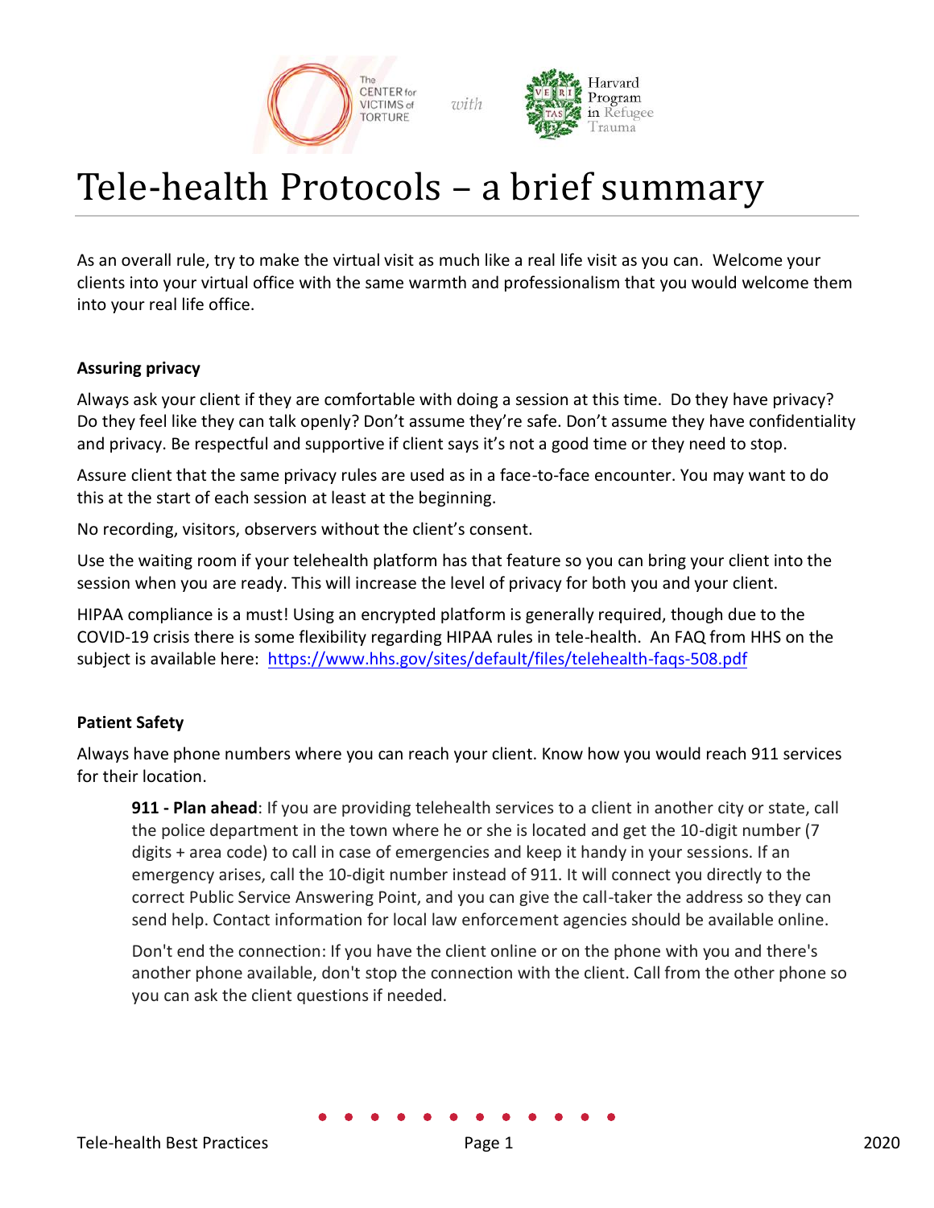# Tele-health Protocols – a brief summary

As an overall rule, try to make the virtual visit as much like a real life visit as you can. Welcome your clients into your virtual office with the same warmth and professionalism that you would welcome them into your real life office.

**Assuring privacy**

Always ask your client if they are comfortable with doing a session at this time. Do they have privacy? Do they feel like they can talk openly? Don't assume they're safe. Don't assume they have confidentiality and privacy. Be respectful and supportive if client says it's not a good time or they need to stop.

Assure client that the same privacy rules are used as in a face-to-face encounter. You may want to do this at the start of each session at least at the beginning.

No recording, visitors, observers without the client's consent.

Use the waiting room if your telehealth platform has that feature so you can bring your client into the session when you are ready. This will increase the level of privacy for both you and your client.

HIPAA compliance is a must! Using an encrypted platform is generally required, though due to the COVID-19 crisis there is some flexibility regarding HIPAA rules in tele-health. An FAQ from HHS on the subject is available here: https://www.hhs.gov/sites/default/files/telehealth-faqs-508.pdf

**Patient Safety**

Always have phone numbers where you can reach your client. Know how you would reach 911 services for their location.

> **911 - Plan ahead**: If you are providing telehealth services to a client in another city or state, call the police department in the town where he or she is located and get the 10-digit number (7 digits + area code) to call in case of emergencies and keep it handy in your sessions. If an emergency arises, call the 10-digit number instead of 911. It will connect you directly to the correct Public Service Answering Point, and you can give the call-taker the address so they can send help. Contact information for local law enforcement agencies should be available online.
>
> Don't end the connection: If you have the client online or on the phone with you and there's another phone available, don't stop the connection with the client. Call from the other phone so you can ask the client questions if needed.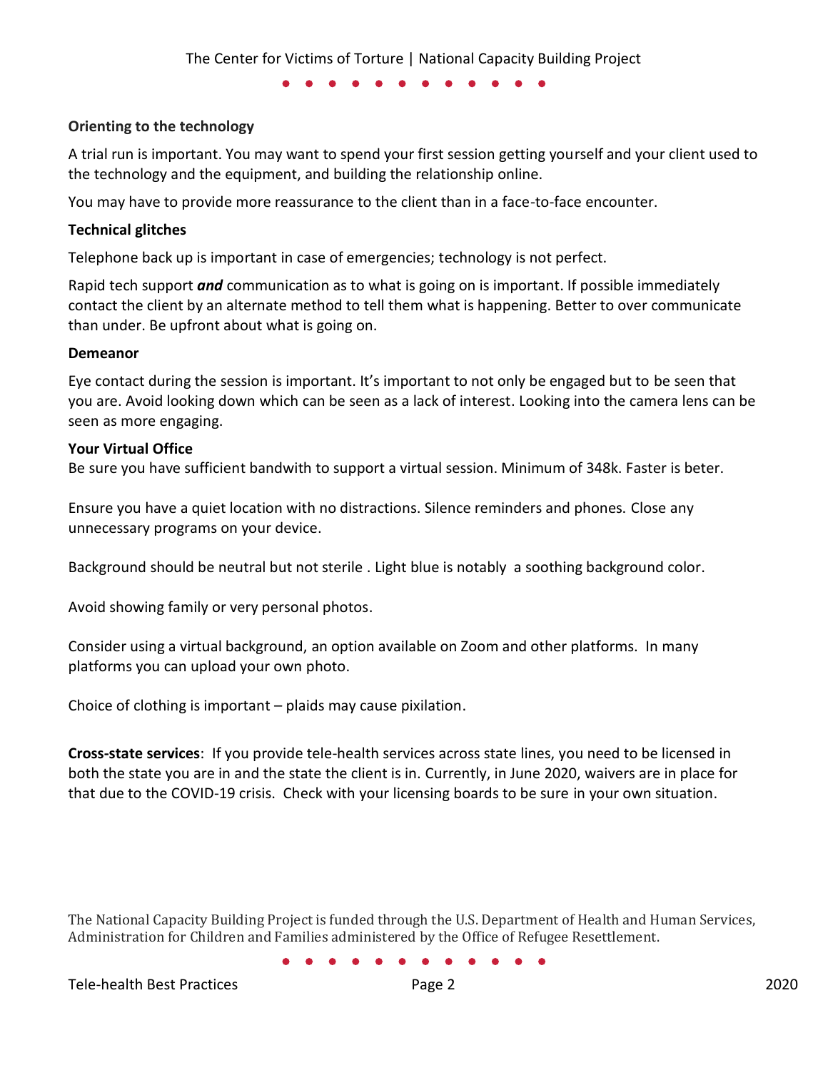**Orienting to the technology**

A trial run is important. You may want to spend your first session getting yourself and your client used to the technology and the equipment, and building the relationship online.

You may have to provide more reassurance to the client than in a face-to-face encounter.

**Technical glitches**

Telephone back up is important in case of emergencies; technology is not perfect.

Rapid tech support ***and*** communication as to what is going on is important. If possible immediately contact the client by an alternate method to tell them what is happening. Better to over communicate than under. Be upfront about what is going on.

**Demeanor**

Eye contact during the session is important. It's important to not only be engaged but to be seen that you are. Avoid looking down which can be seen as a lack of interest. Looking into the camera lens can be seen as more engaging.

**Your Virtual Office**

Be sure you have sufficient bandwith to support a virtual session. Minimum of 348k. Faster is beter.

Ensure you have a quiet location with no distractions. Silence reminders and phones. Close any unnecessary programs on your device.

Background should be neutral but not sterile . Light blue is notably a soothing background color.

Avoid showing family or very personal photos.

Consider using a virtual background, an option available on Zoom and other platforms. In many platforms you can upload your own photo.

Choice of clothing is important – plaids may cause pixilation.

**Cross-state services**: If you provide tele-health services across state lines, you need to be licensed in both the state you are in and the state the client is in. Currently, in June 2020, waivers are in place for that due to the COVID-19 crisis. Check with your licensing boards to be sure in your own situation.

The National Capacity Building Project is funded through the U.S. Department of Health and Human Services, Administration for Children and Families administered by the Office of Refugee Resettlement.